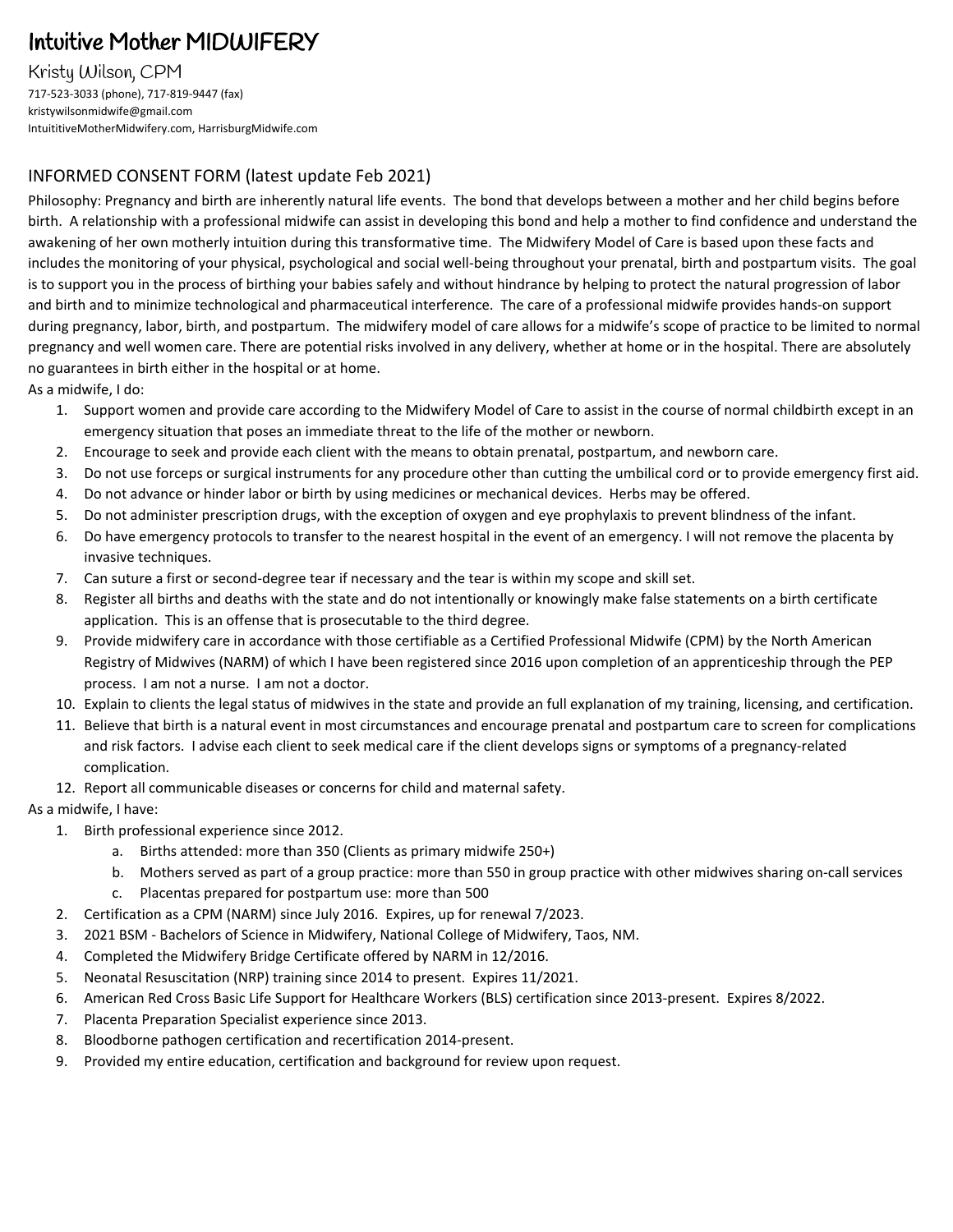# Intuitive Mother MIDWIFERY

Kristy Wilson, CPM

717-523-3033 (phone), 717-819-9447 (fax)
kristywilsonmidwife@gmail.com
IntuititiveMotherMidwifery.com, HarrisburgMidwife.com

## INFORMED CONSENT FORM (latest update Feb 2021)

Philosophy: Pregnancy and birth are inherently natural life events. The bond that develops between a mother and her child begins before birth. A relationship with a professional midwife can assist in developing this bond and help a mother to find confidence and understand the awakening of her own motherly intuition during this transformative time. The Midwifery Model of Care is based upon these facts and includes the monitoring of your physical, psychological and social well-being throughout your prenatal, birth and postpartum visits. The goal is to support you in the process of birthing your babies safely and without hindrance by helping to protect the natural progression of labor and birth and to minimize technological and pharmaceutical interference. The care of a professional midwife provides hands-on support during pregnancy, labor, birth, and postpartum. The midwifery model of care allows for a midwife's scope of practice to be limited to normal pregnancy and well women care. There are potential risks involved in any delivery, whether at home or in the hospital. There are absolutely no guarantees in birth either in the hospital or at home.

As a midwife, I do:

1. Support women and provide care according to the Midwifery Model of Care to assist in the course of normal childbirth except in an emergency situation that poses an immediate threat to the life of the mother or newborn.
2. Encourage to seek and provide each client with the means to obtain prenatal, postpartum, and newborn care.
3. Do not use forceps or surgical instruments for any procedure other than cutting the umbilical cord or to provide emergency first aid.
4. Do not advance or hinder labor or birth by using medicines or mechanical devices. Herbs may be offered.
5. Do not administer prescription drugs, with the exception of oxygen and eye prophylaxis to prevent blindness of the infant.
6. Do have emergency protocols to transfer to the nearest hospital in the event of an emergency. I will not remove the placenta by invasive techniques.
7. Can suture a first or second-degree tear if necessary and the tear is within my scope and skill set.
8. Register all births and deaths with the state and do not intentionally or knowingly make false statements on a birth certificate application. This is an offense that is prosecutable to the third degree.
9. Provide midwifery care in accordance with those certifiable as a Certified Professional Midwife (CPM) by the North American Registry of Midwives (NARM) of which I have been registered since 2016 upon completion of an apprenticeship through the PEP process. I am not a nurse. I am not a doctor.
10. Explain to clients the legal status of midwives in the state and provide an full explanation of my training, licensing, and certification.
11. Believe that birth is a natural event in most circumstances and encourage prenatal and postpartum care to screen for complications and risk factors. I advise each client to seek medical care if the client develops signs or symptoms of a pregnancy-related complication.
12. Report all communicable diseases or concerns for child and maternal safety.

As a midwife, I have:

1. Birth professional experience since 2012.
   a. Births attended: more than 350 (Clients as primary midwife 250+)
   b. Mothers served as part of a group practice: more than 550 in group practice with other midwives sharing on-call services
   c. Placentas prepared for postpartum use: more than 500
2. Certification as a CPM (NARM) since July 2016. Expires, up for renewal 7/2023.
3. 2021 BSM - Bachelors of Science in Midwifery, National College of Midwifery, Taos, NM.
4. Completed the Midwifery Bridge Certificate offered by NARM in 12/2016.
5. Neonatal Resuscitation (NRP) training since 2014 to present. Expires 11/2021.
6. American Red Cross Basic Life Support for Healthcare Workers (BLS) certification since 2013-present. Expires 8/2022.
7. Placenta Preparation Specialist experience since 2013.
8. Bloodborne pathogen certification and recertification 2014-present.
9. Provided my entire education, certification and background for review upon request.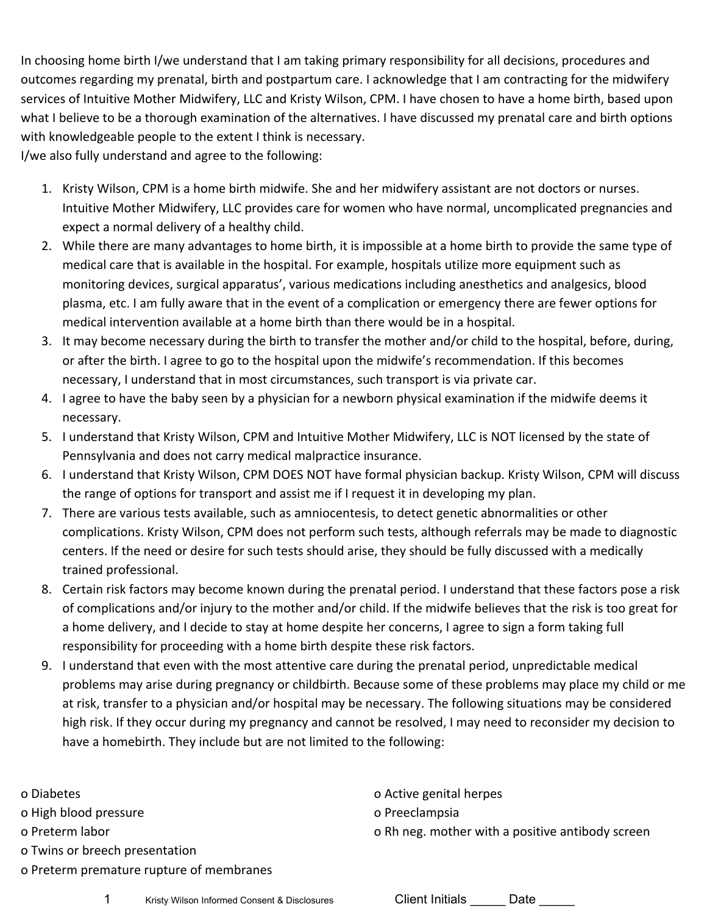In choosing home birth I/we understand that I am taking primary responsibility for all decisions, procedures and outcomes regarding my prenatal, birth and postpartum care. I acknowledge that I am contracting for the midwifery services of Intuitive Mother Midwifery, LLC and Kristy Wilson, CPM. I have chosen to have a home birth, based upon what I believe to be a thorough examination of the alternatives. I have discussed my prenatal care and birth options with knowledgeable people to the extent I think is necessary.
I/we also fully understand and agree to the following:

1. Kristy Wilson, CPM is a home birth midwife. She and her midwifery assistant are not doctors or nurses. Intuitive Mother Midwifery, LLC provides care for women who have normal, uncomplicated pregnancies and expect a normal delivery of a healthy child.
2. While there are many advantages to home birth, it is impossible at a home birth to provide the same type of medical care that is available in the hospital. For example, hospitals utilize more equipment such as monitoring devices, surgical apparatus', various medications including anesthetics and analgesics, blood plasma, etc. I am fully aware that in the event of a complication or emergency there are fewer options for medical intervention available at a home birth than there would be in a hospital.
3. It may become necessary during the birth to transfer the mother and/or child to the hospital, before, during, or after the birth. I agree to go to the hospital upon the midwife's recommendation. If this becomes necessary, I understand that in most circumstances, such transport is via private car.
4. I agree to have the baby seen by a physician for a newborn physical examination if the midwife deems it necessary.
5. I understand that Kristy Wilson, CPM and Intuitive Mother Midwifery, LLC is NOT licensed by the state of Pennsylvania and does not carry medical malpractice insurance.
6. I understand that Kristy Wilson, CPM DOES NOT have formal physician backup. Kristy Wilson, CPM will discuss the range of options for transport and assist me if I request it in developing my plan.
7. There are various tests available, such as amniocentesis, to detect genetic abnormalities or other complications. Kristy Wilson, CPM does not perform such tests, although referrals may be made to diagnostic centers. If the need or desire for such tests should arise, they should be fully discussed with a medically trained professional.
8. Certain risk factors may become known during the prenatal period. I understand that these factors pose a risk of complications and/or injury to the mother and/or child. If the midwife believes that the risk is too great for a home delivery, and I decide to stay at home despite her concerns, I agree to sign a form taking full responsibility for proceeding with a home birth despite these risk factors.
9. I understand that even with the most attentive care during the prenatal period, unpredictable medical problems may arise during pregnancy or childbirth. Because some of these problems may place my child or me at risk, transfer to a physician and/or hospital may be necessary. The following situations may be considered high risk. If they occur during my pregnancy and cannot be resolved, I may need to reconsider my decision to have a homebirth. They include but are not limited to the following:

- Diabetes
- High blood pressure
- Preterm labor
- Twins or breech presentation
- Preterm premature rupture of membranes
- Active genital herpes
- Preeclampsia
- Rh neg. mother with a positive antibody screen

Client Initials _____ Date _____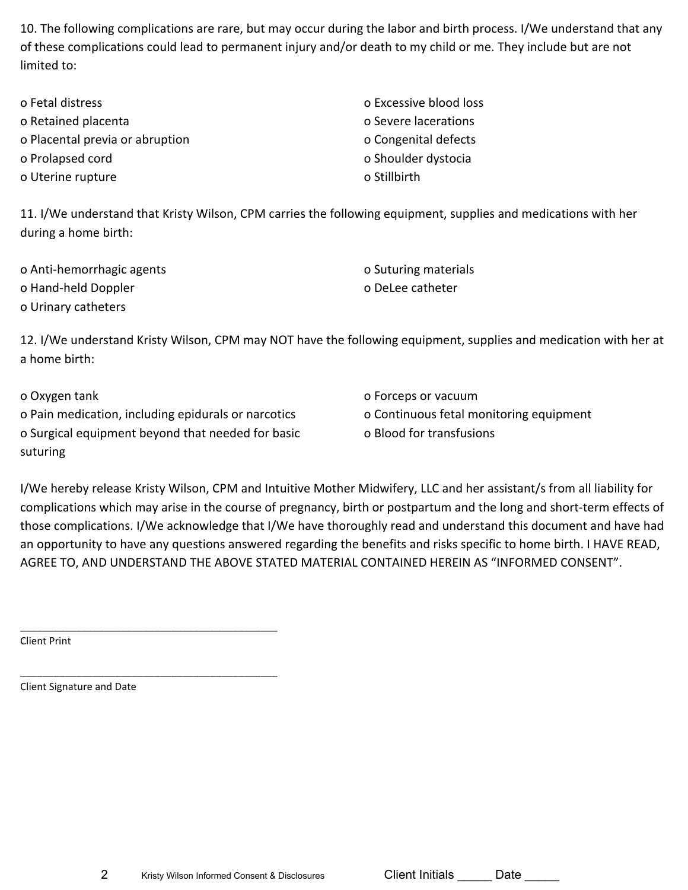10. The following complications are rare, but may occur during the labor and birth process. I/We understand that any of these complications could lead to permanent injury and/or death to my child or me. They include but are not limited to:

- o Fetal distress
- o Retained placenta
- o Placental previa or abruption
- o Prolapsed cord
- o Uterine rupture
- o Excessive blood loss
- o Severe lacerations
- o Congenital defects
- o Shoulder dystocia
- o Stillbirth

11. I/We understand that Kristy Wilson, CPM carries the following equipment, supplies and medications with her during a home birth:

- o Anti-hemorrhagic agents
- o Hand-held Doppler
- o Urinary catheters
- o Suturing materials
- o DeLee catheter

12. I/We understand Kristy Wilson, CPM may NOT have the following equipment, supplies and medication with her at a home birth:

- o Oxygen tank
- o Pain medication, including epidurals or narcotics
- o Surgical equipment beyond that needed for basic suturing
- o Forceps or vacuum
- o Continuous fetal monitoring equipment
- o Blood for transfusions

I/We hereby release Kristy Wilson, CPM and Intuitive Mother Midwifery, LLC and her assistant/s from all liability for complications which may arise in the course of pregnancy, birth or postpartum and the long and short-term effects of those complications. I/We acknowledge that I/We have thoroughly read and understand this document and have had an opportunity to have any questions answered regarding the benefits and risks specific to home birth. I HAVE READ, AGREE TO, AND UNDERSTAND THE ABOVE STATED MATERIAL CONTAINED HEREIN AS "INFORMED CONSENT".

\_\_\_\_\_\_\_\_\_\_\_\_\_\_\_\_\_\_\_\_\_\_\_\_\_\_\_\_\_\_\_\_\_\_\_\_\_\_\_\_\_\_

Client Print

\_\_\_\_\_\_\_\_\_\_\_\_\_\_\_\_\_\_\_\_\_\_\_\_\_\_\_\_\_\_\_\_\_\_\_\_\_\_\_\_\_\_

Client Signature and Date

Client Initials \_\_\_\_\_ Date \_\_\_\_\_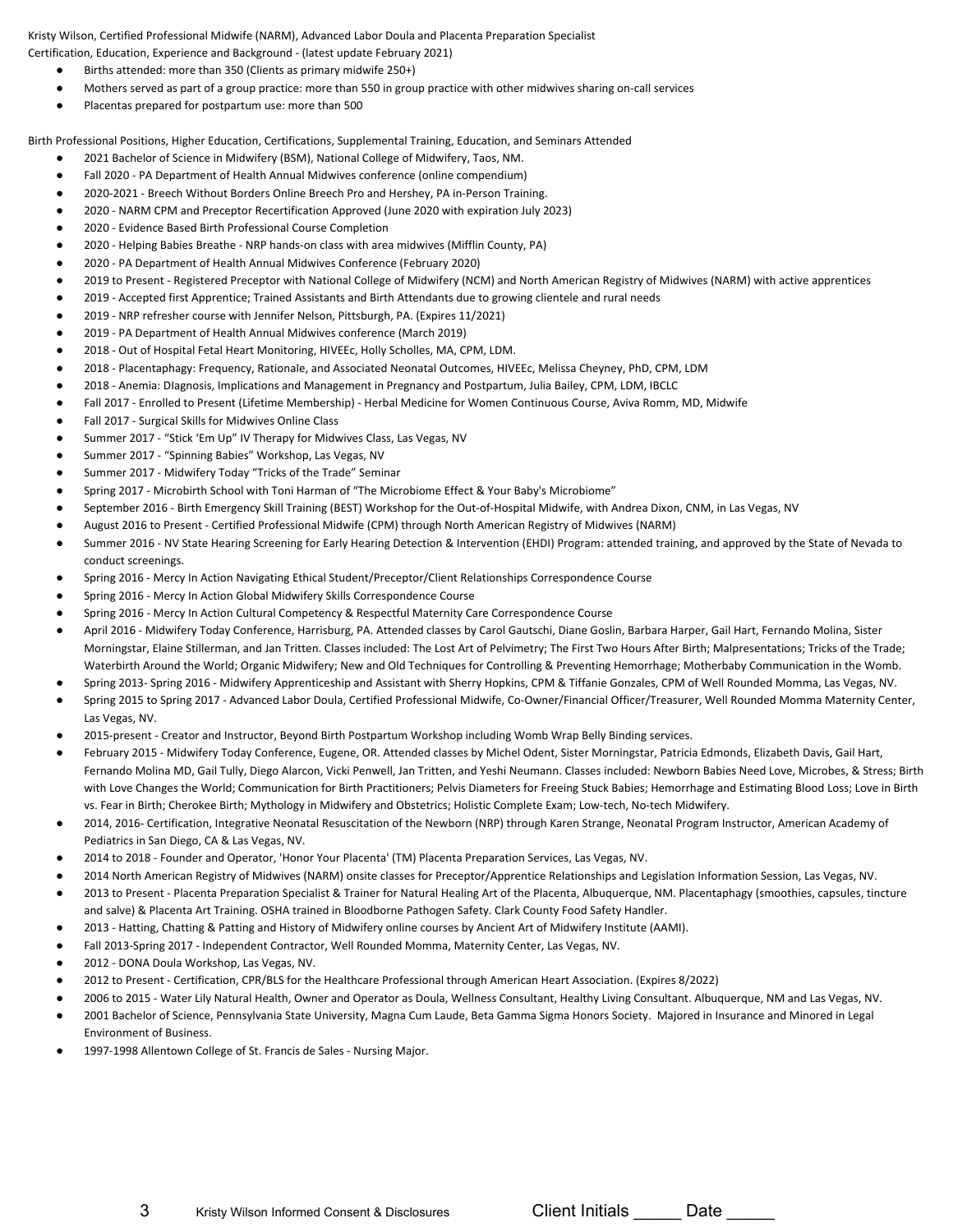Kristy Wilson, Certified Professional Midwife (NARM), Advanced Labor Doula and Placenta Preparation Specialist
Certification, Education, Experience and Background - (latest update February 2021)

- Births attended: more than 350 (Clients as primary midwife 250+)
- Mothers served as part of a group practice: more than 550 in group practice with other midwives sharing on-call services
- Placentas prepared for postpartum use: more than 500

Birth Professional Positions, Higher Education, Certifications, Supplemental Training, Education, and Seminars Attended

- 2021 Bachelor of Science in Midwifery (BSM), National College of Midwifery, Taos, NM.
- Fall 2020 - PA Department of Health Annual Midwives conference (online compendium)
- 2020-2021 - Breech Without Borders Online Breech Pro and Hershey, PA in-Person Training.
- 2020 - NARM CPM and Preceptor Recertification Approved (June 2020 with expiration July 2023)
- 2020 - Evidence Based Birth Professional Course Completion
- 2020 - Helping Babies Breathe - NRP hands-on class with area midwives (Mifflin County, PA)
- 2020 - PA Department of Health Annual Midwives Conference (February 2020)
- 2019 to Present - Registered Preceptor with National College of Midwifery (NCM) and North American Registry of Midwives (NARM) with active apprentices
- 2019 - Accepted first Apprentice; Trained Assistants and Birth Attendants due to growing clientele and rural needs
- 2019 - NRP refresher course with Jennifer Nelson, Pittsburgh, PA. (Expires 11/2021)
- 2019 - PA Department of Health Annual Midwives conference (March 2019)
- 2018 - Out of Hospital Fetal Heart Monitoring, HIVEEc, Holly Scholles, MA, CPM, LDM.
- 2018 - Placentaphagy: Frequency, Rationale, and Associated Neonatal Outcomes, HIVEEc, Melissa Cheyney, PhD, CPM, LDM
- 2018 - Anemia: DIagnosis, Implications and Management in Pregnancy and Postpartum, Julia Bailey, CPM, LDM, IBCLC
- Fall 2017 - Enrolled to Present (Lifetime Membership) - Herbal Medicine for Women Continuous Course, Aviva Romm, MD, Midwife
- Fall 2017 - Surgical Skills for Midwives Online Class
- Summer 2017 - "Stick 'Em Up" IV Therapy for Midwives Class, Las Vegas, NV
- Summer 2017 - "Spinning Babies" Workshop, Las Vegas, NV
- Summer 2017 - Midwifery Today "Tricks of the Trade" Seminar
- Spring 2017 - Microbirth School with Toni Harman of "The Microbiome Effect & Your Baby's Microbiome"
- September 2016 - Birth Emergency Skill Training (BEST) Workshop for the Out-of-Hospital Midwife, with Andrea Dixon, CNM, in Las Vegas, NV
- August 2016 to Present - Certified Professional Midwife (CPM) through North American Registry of Midwives (NARM)
- Summer 2016 - NV State Hearing Screening for Early Hearing Detection & Intervention (EHDI) Program: attended training, and approved by the State of Nevada to conduct screenings.
- Spring 2016 - Mercy In Action Navigating Ethical Student/Preceptor/Client Relationships Correspondence Course
- Spring 2016 - Mercy In Action Global Midwifery Skills Correspondence Course
- Spring 2016 - Mercy In Action Cultural Competency & Respectful Maternity Care Correspondence Course
- April 2016 - Midwifery Today Conference, Harrisburg, PA. Attended classes by Carol Gautschi, Diane Goslin, Barbara Harper, Gail Hart, Fernando Molina, Sister Morningstar, Elaine Stillerman, and Jan Tritten. Classes included: The Lost Art of Pelvimetry; The First Two Hours After Birth; Malpresentations; Tricks of the Trade; Waterbirth Around the World; Organic Midwifery; New and Old Techniques for Controlling & Preventing Hemorrhage; Motherbaby Communication in the Womb.
- Spring 2013- Spring 2016 - Midwifery Apprenticeship and Assistant with Sherry Hopkins, CPM & Tiffanie Gonzales, CPM of Well Rounded Momma, Las Vegas, NV.
- Spring 2015 to Spring 2017 - Advanced Labor Doula, Certified Professional Midwife, Co-Owner/Financial Officer/Treasurer, Well Rounded Momma Maternity Center, Las Vegas, NV.
- 2015-present - Creator and Instructor, Beyond Birth Postpartum Workshop including Womb Wrap Belly Binding services.
- February 2015 - Midwifery Today Conference, Eugene, OR. Attended classes by Michel Odent, Sister Morningstar, Patricia Edmonds, Elizabeth Davis, Gail Hart, Fernando Molina MD, Gail Tully, Diego Alarcon, Vicki Penwell, Jan Tritten, and Yeshi Neumann. Classes included: Newborn Babies Need Love, Microbes, & Stress; Birth with Love Changes the World; Communication for Birth Practitioners; Pelvis Diameters for Freeing Stuck Babies; Hemorrhage and Estimating Blood Loss; Love in Birth vs. Fear in Birth; Cherokee Birth; Mythology in Midwifery and Obstetrics; Holistic Complete Exam; Low-tech, No-tech Midwifery.
- 2014, 2016- Certification, Integrative Neonatal Resuscitation of the Newborn (NRP) through Karen Strange, Neonatal Program Instructor, American Academy of Pediatrics in San Diego, CA & Las Vegas, NV.
- 2014 to 2018 - Founder and Operator, 'Honor Your Placenta' (TM) Placenta Preparation Services, Las Vegas, NV.
- 2014 North American Registry of Midwives (NARM) onsite classes for Preceptor/Apprentice Relationships and Legislation Information Session, Las Vegas, NV.
- 2013 to Present - Placenta Preparation Specialist & Trainer for Natural Healing Art of the Placenta, Albuquerque, NM. Placentaphagy (smoothies, capsules, tincture and salve) & Placenta Art Training. OSHA trained in Bloodborne Pathogen Safety. Clark County Food Safety Handler.
- 2013 - Hatting, Chatting & Patting and History of Midwifery online courses by Ancient Art of Midwifery Institute (AAMI).
- Fall 2013-Spring 2017 - Independent Contractor, Well Rounded Momma, Maternity Center, Las Vegas, NV.
- 2012 - DONA Doula Workshop, Las Vegas, NV.
- 2012 to Present - Certification, CPR/BLS for the Healthcare Professional through American Heart Association. (Expires 8/2022)
- 2006 to 2015 - Water Lily Natural Health, Owner and Operator as Doula, Wellness Consultant, Healthy Living Consultant. Albuquerque, NM and Las Vegas, NV.
- 2001 Bachelor of Science, Pennsylvania State University, Magna Cum Laude, Beta Gamma Sigma Honors Society. Majored in Insurance and Minored in Legal Environment of Business.
- 1997-1998 Allentown College of St. Francis de Sales - Nursing Major.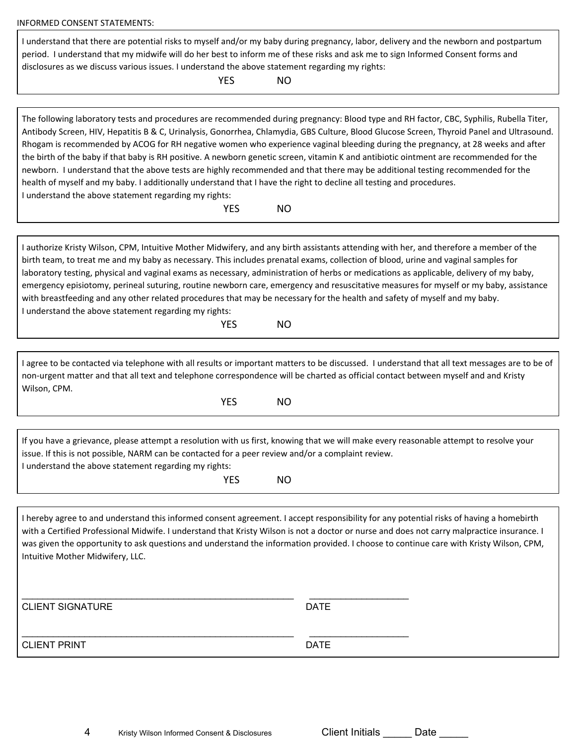INFORMED CONSENT STATEMENTS:

I understand that there are potential risks to myself and/or my baby during pregnancy, labor, delivery and the newborn and postpartum period. I understand that my midwife will do her best to inform me of these risks and ask me to sign Informed Consent forms and disclosures as we discuss various issues. I understand the above statement regarding my rights:

YES NO

---

The following laboratory tests and procedures are recommended during pregnancy: Blood type and RH factor, CBC, Syphilis, Rubella Titer, Antibody Screen, HIV, Hepatitis B & C, Urinalysis, Gonorrhea, Chlamydia, GBS Culture, Blood Glucose Screen, Thyroid Panel and Ultrasound. Rhogam is recommended by ACOG for RH negative women who experience vaginal bleeding during the pregnancy, at 28 weeks and after the birth of the baby if that baby is RH positive. A newborn genetic screen, vitamin K and antibiotic ointment are recommended for the newborn. I understand that the above tests are highly recommended and that there may be additional testing recommended for the health of myself and my baby. I additionally understand that I have the right to decline all testing and procedures.
I understand the above statement regarding my rights:

YES NO

---

I authorize Kristy Wilson, CPM, Intuitive Mother Midwifery, and any birth assistants attending with her, and therefore a member of the birth team, to treat me and my baby as necessary. This includes prenatal exams, collection of blood, urine and vaginal samples for laboratory testing, physical and vaginal exams as necessary, administration of herbs or medications as applicable, delivery of my baby, emergency episiotomy, perineal suturing, routine newborn care, emergency and resuscitative measures for myself or my baby, assistance with breastfeeding and any other related procedures that may be necessary for the health and safety of myself and my baby.
I understand the above statement regarding my rights:

YES NO

---

I agree to be contacted via telephone with all results or important matters to be discussed. I understand that all text messages are to be of non-urgent matter and that all text and telephone correspondence will be charted as official contact between myself and and Kristy Wilson, CPM.

YES NO

---

If you have a grievance, please attempt a resolution with us first, knowing that we will make every reasonable attempt to resolve your issue. If this is not possible, NARM can be contacted for a peer review and/or a complaint review.
I understand the above statement regarding my rights:

YES NO

---

I hereby agree to and understand this informed consent agreement. I accept responsibility for any potential risks of having a homebirth with a Certified Professional Midwife. I understand that Kristy Wilson is not a doctor or nurse and does not carry malpractice insurance. I was given the opportunity to ask questions and understand the information provided. I choose to continue care with Kristy Wilson, CPM, Intuitive Mother Midwifery, LLC.

______________________________________________________ ____________________
CLIENT SIGNATURE DATE

______________________________________________________ ____________________
CLIENT PRINT DATE

Client Initials _____ Date _____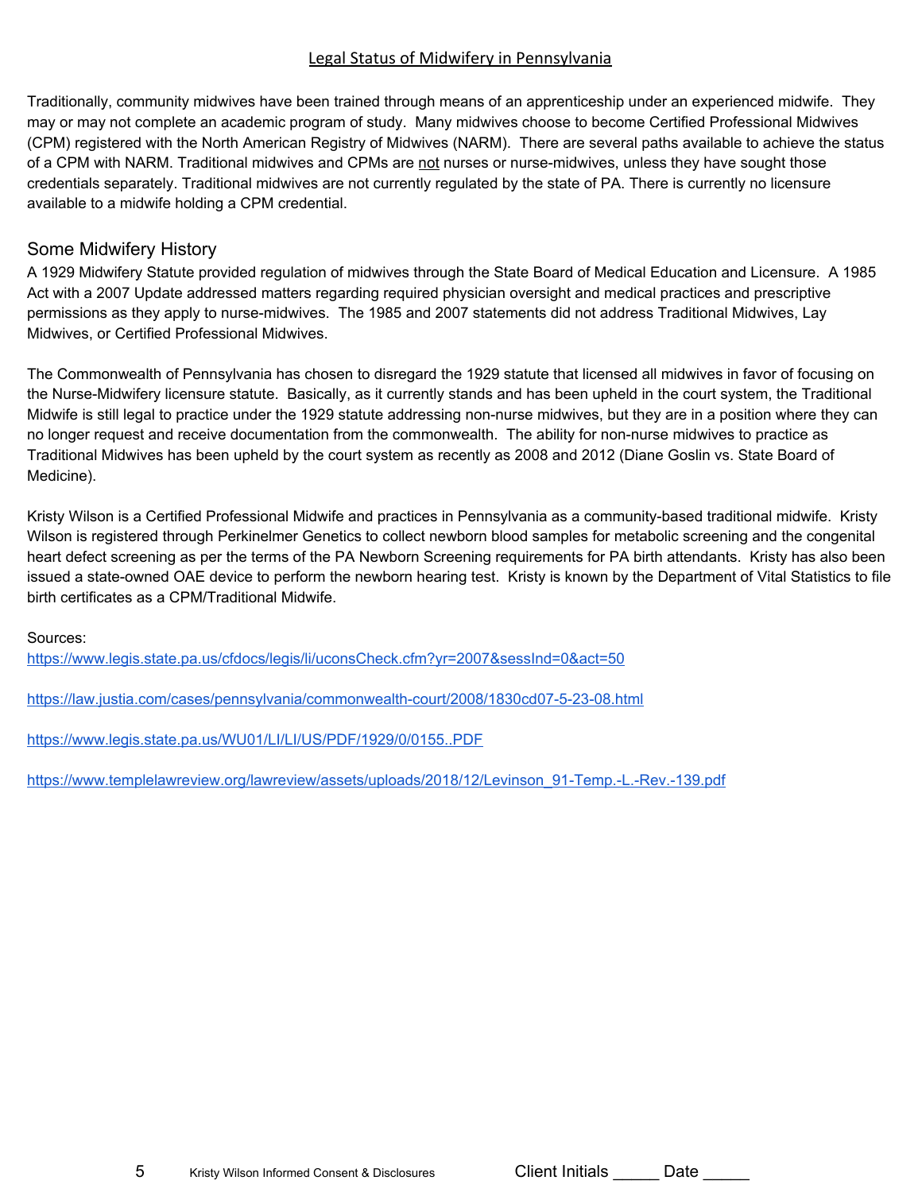## Legal Status of Midwifery in Pennsylvania

Traditionally, community midwives have been trained through means of an apprenticeship under an experienced midwife. They may or may not complete an academic program of study. Many midwives choose to become Certified Professional Midwives (CPM) registered with the North American Registry of Midwives (NARM). There are several paths available to achieve the status of a CPM with NARM. Traditional midwives and CPMs are not nurses or nurse-midwives, unless they have sought those credentials separately. Traditional midwives are not currently regulated by the state of PA. There is currently no licensure available to a midwife holding a CPM credential.

### Some Midwifery History

A 1929 Midwifery Statute provided regulation of midwives through the State Board of Medical Education and Licensure. A 1985 Act with a 2007 Update addressed matters regarding required physician oversight and medical practices and prescriptive permissions as they apply to nurse-midwives. The 1985 and 2007 statements did not address Traditional Midwives, Lay Midwives, or Certified Professional Midwives.

The Commonwealth of Pennsylvania has chosen to disregard the 1929 statute that licensed all midwives in favor of focusing on the Nurse-Midwifery licensure statute. Basically, as it currently stands and has been upheld in the court system, the Traditional Midwife is still legal to practice under the 1929 statute addressing non-nurse midwives, but they are in a position where they can no longer request and receive documentation from the commonwealth. The ability for non-nurse midwives to practice as Traditional Midwives has been upheld by the court system as recently as 2008 and 2012 (Diane Goslin vs. State Board of Medicine).

Kristy Wilson is a Certified Professional Midwife and practices in Pennsylvania as a community-based traditional midwife. Kristy Wilson is registered through Perkinelmer Genetics to collect newborn blood samples for metabolic screening and the congenital heart defect screening as per the terms of the PA Newborn Screening requirements for PA birth attendants. Kristy has also been issued a state-owned OAE device to perform the newborn hearing test. Kristy is known by the Department of Vital Statistics to file birth certificates as a CPM/Traditional Midwife.

Sources:

https://www.legis.state.pa.us/cfdocs/legis/li/uconsCheck.cfm?yr=2007&sessInd=0&act=50

https://law.justia.com/cases/pennsylvania/commonwealth-court/2008/1830cd07-5-23-08.html

https://www.legis.state.pa.us/WU01/LI/LI/US/PDF/1929/0/0155..PDF

https://www.templelawreview.org/lawreview/assets/uploads/2018/12/Levinson_91-Temp.-L.-Rev.-139.pdf

Client Initials _____ Date _____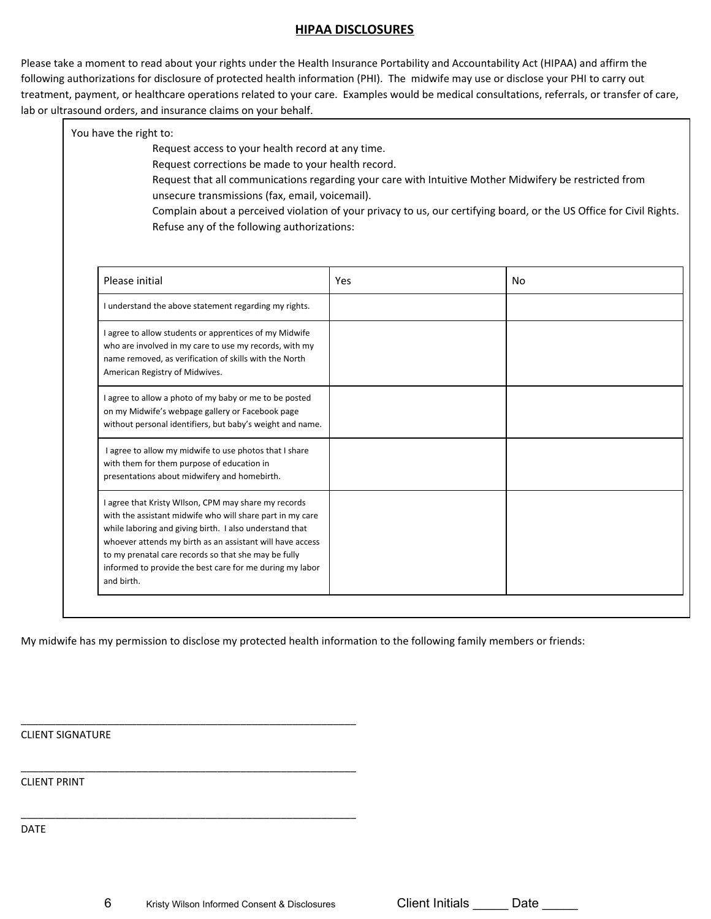## HIPAA DISCLOSURES

Please take a moment to read about your rights under the Health Insurance Portability and Accountability Act (HIPAA) and affirm the following authorizations for disclosure of protected health information (PHI). The midwife may use or disclose your PHI to carry out treatment, payment, or healthcare operations related to your care. Examples would be medical consultations, referrals, or transfer of care, lab or ultrasound orders, and insurance claims on your behalf.

You have the right to:

- Request access to your health record at any time.
- Request corrections be made to your health record.
- Request that all communications regarding your care with Intuitive Mother Midwifery be restricted from unsecure transmissions (fax, email, voicemail).
- Complain about a perceived violation of your privacy to us, our certifying board, or the US Office for Civil Rights.
- Refuse any of the following authorizations:

| Please initial | Yes | No |
|---|---|---|
| I understand the above statement regarding my rights. | | |
| I agree to allow students or apprentices of my Midwife who are involved in my care to use my records, with my name removed, as verification of skills with the North American Registry of Midwives. | | |
| I agree to allow a photo of my baby or me to be posted on my Midwife's webpage gallery or Facebook page without personal identifiers, but baby's weight and name. | | |
| I agree to allow my midwife to use photos that I share with them for them purpose of education in presentations about midwifery and homebirth. | | |
| I agree that Kristy WIlson, CPM may share my records with the assistant midwife who will share part in my care while laboring and giving birth. I also understand that whoever attends my birth as an assistant will have access to my prenatal care records so that she may be fully informed to provide the best care for me during my labor and birth. | | |

My midwife has my permission to disclose my protected health information to the following family members or friends:

\_\_\_\_\_\_\_\_\_\_\_\_\_\_\_\_\_\_\_\_\_\_\_\_\_\_\_\_\_\_\_\_\_\_\_\_\_\_\_\_\_\_\_\_\_\_\_\_\_\_\_\_\_\_\_\_

CLIENT SIGNATURE

\_\_\_\_\_\_\_\_\_\_\_\_\_\_\_\_\_\_\_\_\_\_\_\_\_\_\_\_\_\_\_\_\_\_\_\_\_\_\_\_\_\_\_\_\_\_\_\_\_\_\_\_\_\_\_\_

CLIENT PRINT

\_\_\_\_\_\_\_\_\_\_\_\_\_\_\_\_\_\_\_\_\_\_\_\_\_\_\_\_\_\_\_\_\_\_\_\_\_\_\_\_\_\_\_\_\_\_\_\_\_\_\_\_\_\_\_\_

DATE

Client Initials \_\_\_\_\_ Date \_\_\_\_\_